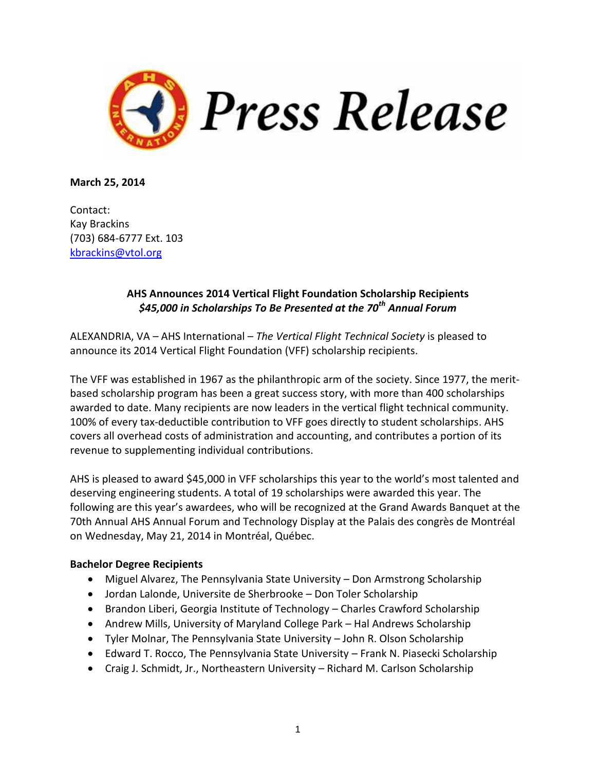# Press Release

**March 25, 2014**

Contact:
Kay Brackins
(703) 684-6777 Ext. 103
kbrackins@vtol.org

**AHS Announces 2014 Vertical Flight Foundation Scholarship Recipients**
***$45,000 in Scholarships To Be Presented at the 70th Annual Forum***

ALEXANDRIA, VA – AHS International – *The Vertical Flight Technical Society* is pleased to announce its 2014 Vertical Flight Foundation (VFF) scholarship recipients.

The VFF was established in 1967 as the philanthropic arm of the society. Since 1977, the merit-based scholarship program has been a great success story, with more than 400 scholarships awarded to date. Many recipients are now leaders in the vertical flight technical community. 100% of every tax-deductible contribution to VFF goes directly to student scholarships. AHS covers all overhead costs of administration and accounting, and contributes a portion of its revenue to supplementing individual contributions.

AHS is pleased to award $45,000 in VFF scholarships this year to the world's most talented and deserving engineering students. A total of 19 scholarships were awarded this year. The following are this year's awardees, who will be recognized at the Grand Awards Banquet at the 70th Annual AHS Annual Forum and Technology Display at the Palais des congrès de Montréal on Wednesday, May 21, 2014 in Montréal, Québec.

**Bachelor Degree Recipients**

- Miguel Alvarez, The Pennsylvania State University – Don Armstrong Scholarship
- Jordan Lalonde, Universite de Sherbrooke – Don Toler Scholarship
- Brandon Liberi, Georgia Institute of Technology – Charles Crawford Scholarship
- Andrew Mills, University of Maryland College Park – Hal Andrews Scholarship
- Tyler Molnar, The Pennsylvania State University – John R. Olson Scholarship
- Edward T. Rocco, The Pennsylvania State University – Frank N. Piasecki Scholarship
- Craig J. Schmidt, Jr., Northeastern University – Richard M. Carlson Scholarship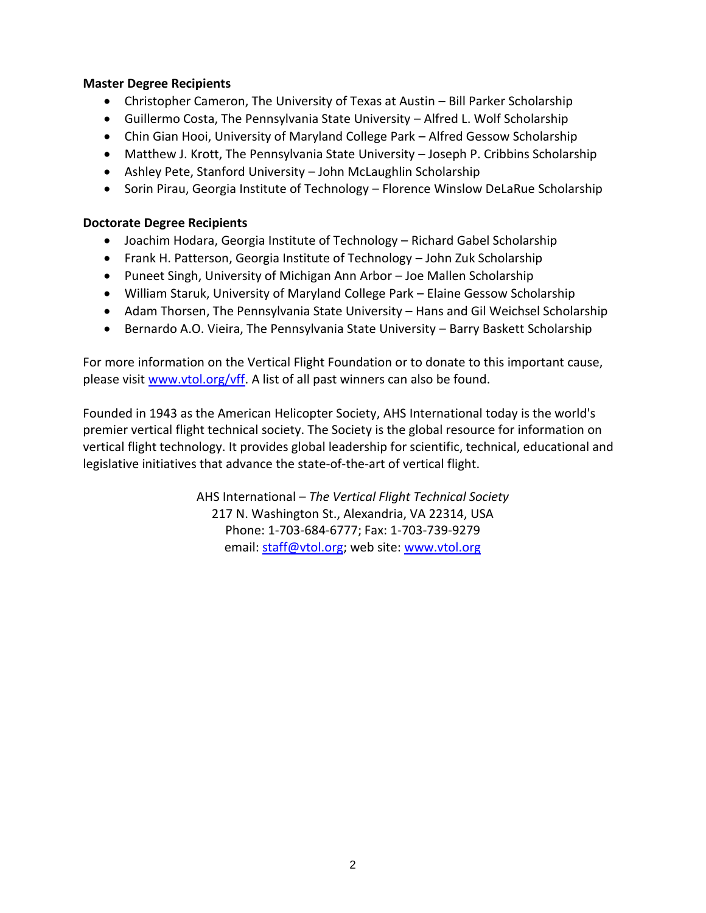**Master Degree Recipients**

- Christopher Cameron, The University of Texas at Austin – Bill Parker Scholarship
- Guillermo Costa, The Pennsylvania State University – Alfred L. Wolf Scholarship
- Chin Gian Hooi, University of Maryland College Park – Alfred Gessow Scholarship
- Matthew J. Krott, The Pennsylvania State University – Joseph P. Cribbins Scholarship
- Ashley Pete, Stanford University – John McLaughlin Scholarship
- Sorin Pirau, Georgia Institute of Technology – Florence Winslow DeLaRue Scholarship

**Doctorate Degree Recipients**

- Joachim Hodara, Georgia Institute of Technology – Richard Gabel Scholarship
- Frank H. Patterson, Georgia Institute of Technology – John Zuk Scholarship
- Puneet Singh, University of Michigan Ann Arbor – Joe Mallen Scholarship
- William Staruk, University of Maryland College Park – Elaine Gessow Scholarship
- Adam Thorsen, The Pennsylvania State University – Hans and Gil Weichsel Scholarship
- Bernardo A.O. Vieira, The Pennsylvania State University – Barry Baskett Scholarship

For more information on the Vertical Flight Foundation or to donate to this important cause, please visit www.vtol.org/vff. A list of all past winners can also be found.

Founded in 1943 as the American Helicopter Society, AHS International today is the world's premier vertical flight technical society. The Society is the global resource for information on vertical flight technology. It provides global leadership for scientific, technical, educational and legislative initiatives that advance the state-of-the-art of vertical flight.

AHS International – *The Vertical Flight Technical Society*
217 N. Washington St., Alexandria, VA 22314, USA
Phone: 1-703-684-6777; Fax: 1-703-739-9279
email: staff@vtol.org; web site: www.vtol.org